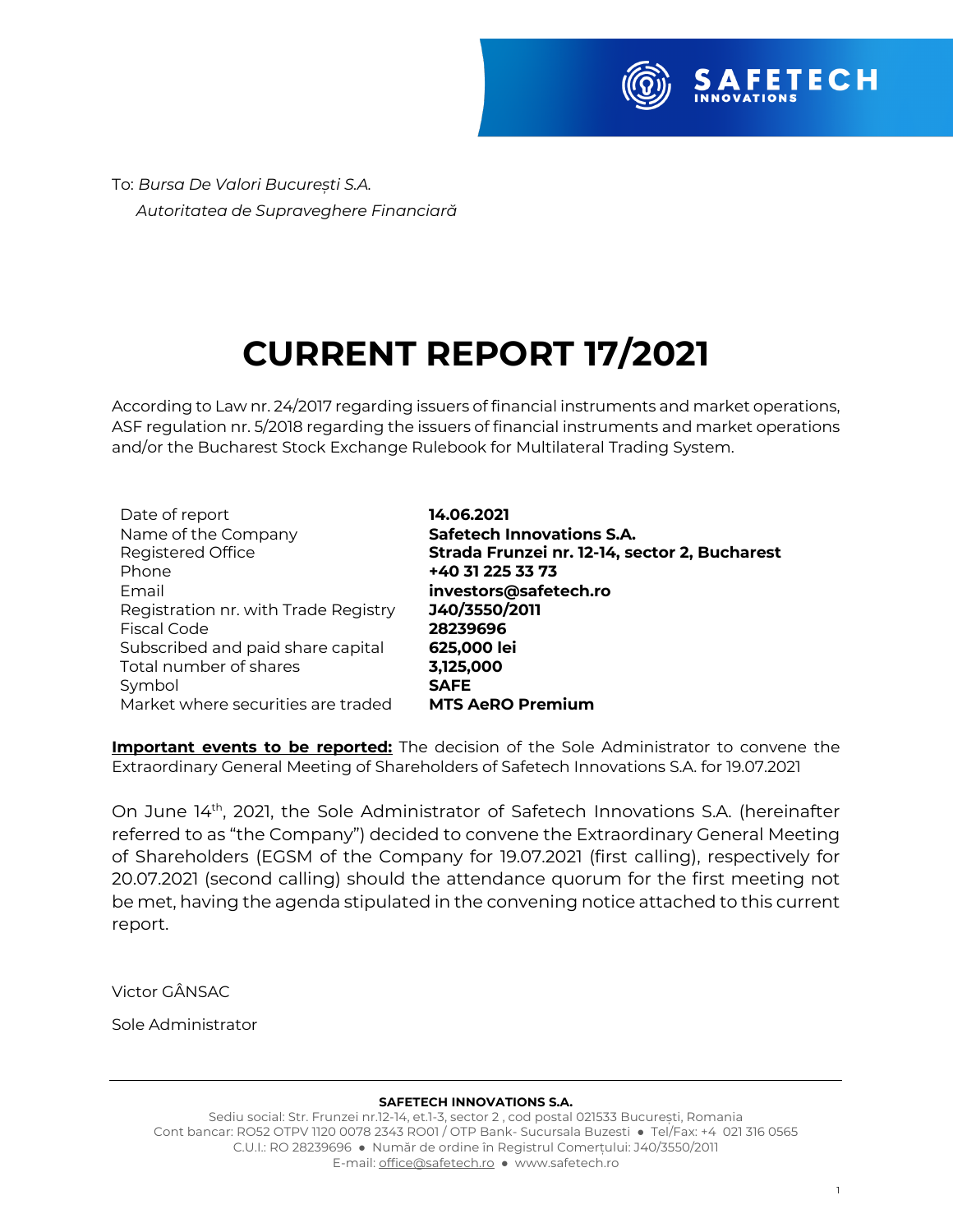To: *Bursa De Valori București S.A.*

*Autoritatea de Supraveghere Financiară*

# CURRENT REPORT 17/2021

According to Law nr. 24/2017 regarding issuers of financial instruments and market operations, ASF regulation nr. 5/2018 regarding the issuers of financial instruments and market operations and/or the Bucharest Stock Exchange Rulebook for Multilateral Trading System.

| | |
|---|---|
| Date of report | **14.06.2021** |
| Name of the Company | **Safetech Innovations S.A.** |
| Registered Office | **Strada Frunzei nr. 12-14, sector 2, Bucharest** |
| Phone | **+40 31 225 33 73** |
| Email | **investors@safetech.ro** |
| Registration nr. with Trade Registry | **J40/3550/2011** |
| Fiscal Code | **28239696** |
| Subscribed and paid share capital | **625,000 lei** |
| Total number of shares | **3,125,000** |
| Symbol | **SAFE** |
| Market where securities are traded | **MTS AeRO Premium** |

**Important events to be reported:** The decision of the Sole Administrator to convene the Extraordinary General Meeting of Shareholders of Safetech Innovations S.A. for 19.07.2021

On June 14th, 2021, the Sole Administrator of Safetech Innovations S.A. (hereinafter referred to as "the Company") decided to convene the Extraordinary General Meeting of Shareholders (EGSM of the Company for 19.07.2021 (first calling), respectively for 20.07.2021 (second calling) should the attendance quorum for the first meeting not be met, having the agenda stipulated in the convening notice attached to this current report.

Victor GÂNSAC

Sole Administrator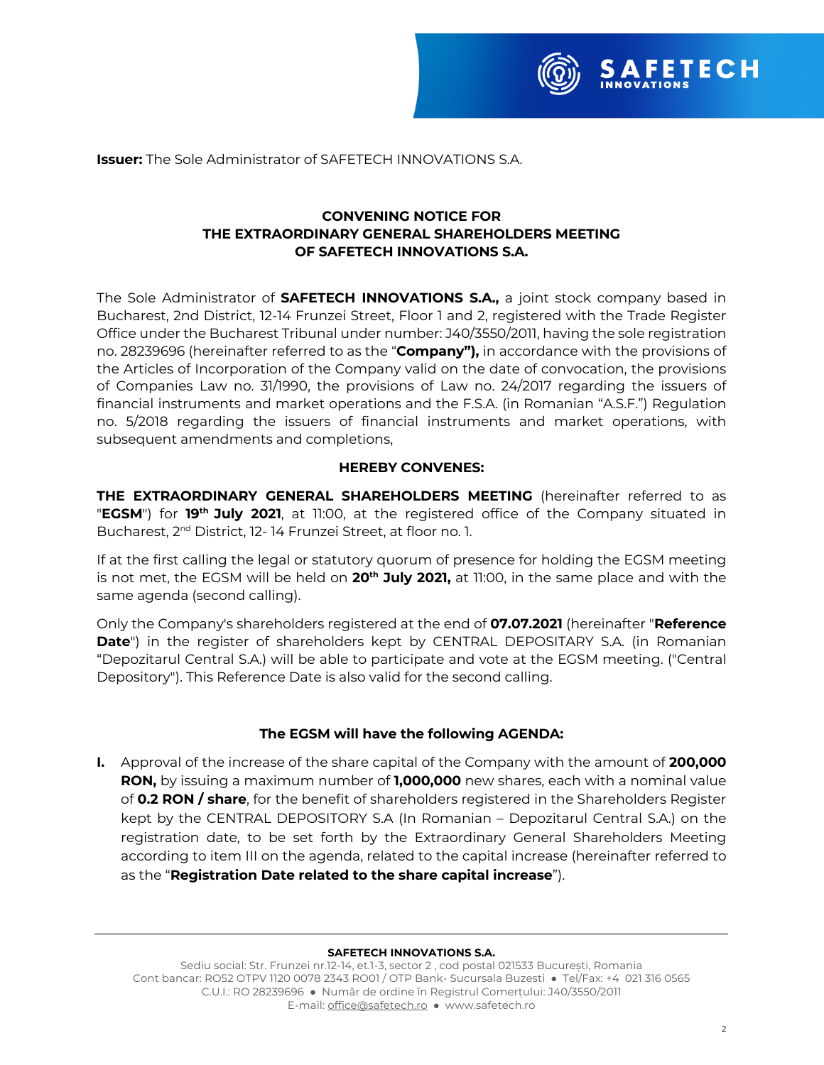**Issuer:** The Sole Administrator of SAFETECH INNOVATIONS S.A.

**CONVENING NOTICE FOR**
**THE EXTRAORDINARY GENERAL SHAREHOLDERS MEETING**
**OF SAFETECH INNOVATIONS S.A.**

The Sole Administrator of **SAFETECH INNOVATIONS S.A.,** a joint stock company based in Bucharest, 2nd District, 12-14 Frunzei Street, Floor 1 and 2, registered with the Trade Register Office under the Bucharest Tribunal under number: J40/3550/2011, having the sole registration no. 28239696 (hereinafter referred to as the "**Company"),** in accordance with the provisions of the Articles of Incorporation of the Company valid on the date of convocation, the provisions of Companies Law no. 31/1990, the provisions of Law no. 24/2017 regarding the issuers of financial instruments and market operations and the F.S.A. (in Romanian "A.S.F.") Regulation no. 5/2018 regarding the issuers of financial instruments and market operations, with subsequent amendments and completions,

**HEREBY CONVENES:**

**THE EXTRAORDINARY GENERAL SHAREHOLDERS MEETING** (hereinafter referred to as "**EGSM**") for **19th July 2021**, at 11:00, at the registered office of the Company situated in Bucharest, 2nd District, 12- 14 Frunzei Street, at floor no. 1.

If at the first calling the legal or statutory quorum of presence for holding the EGSM meeting is not met, the EGSM will be held on **20th July 2021,** at 11:00, in the same place and with the same agenda (second calling).

Only the Company's shareholders registered at the end of **07.07.2021** (hereinafter "**Reference Date**") in the register of shareholders kept by CENTRAL DEPOSITARY S.A. (in Romanian "Depozitarul Central S.A.) will be able to participate and vote at the EGSM meeting. ("Central Depository"). This Reference Date is also valid for the second calling.

**The EGSM will have the following AGENDA:**

**I.** Approval of the increase of the share capital of the Company with the amount of **200,000 RON,** by issuing a maximum number of **1,000,000** new shares, each with a nominal value of **0.2 RON / share**, for the benefit of shareholders registered in the Shareholders Register kept by the CENTRAL DEPOSITORY S.A (In Romanian – Depozitarul Central S.A.) on the registration date, to be set forth by the Extraordinary General Shareholders Meeting according to item III on the agenda, related to the capital increase (hereinafter referred to as the "**Registration Date related to the share capital increase**").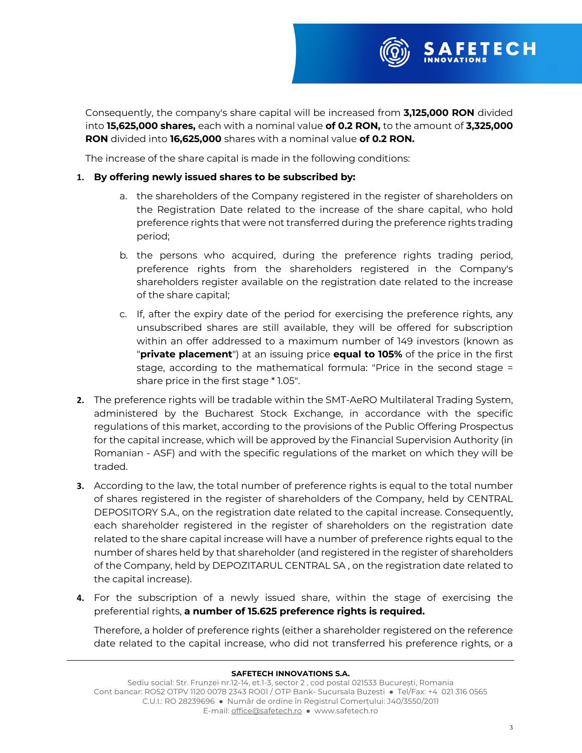Consequently, the company's share capital will be increased from **3,125,000 RON** divided into **15,625,000 shares,** each with a nominal value **of 0.2 RON,** to the amount of **3,325,000 RON** divided into **16,625,000** shares with a nominal value **of 0.2 RON.**

The increase of the share capital is made in the following conditions:

1. **By offering newly issued shares to be subscribed by:**
   a. the shareholders of the Company registered in the register of shareholders on the Registration Date related to the increase of the share capital, who hold preference rights that were not transferred during the preference rights trading period;
   b. the persons who acquired, during the preference rights trading period, preference rights from the shareholders registered in the Company's shareholders register available on the registration date related to the increase of the share capital;
   c. If, after the expiry date of the period for exercising the preference rights, any unsubscribed shares are still available, they will be offered for subscription within an offer addressed to a maximum number of 149 investors (known as "**private placement**") at an issuing price **equal to 105%** of the price in the first stage, according to the mathematical formula: "Price in the second stage = share price in the first stage * 1.05".
2. The preference rights will be tradable within the SMT-AeRO Multilateral Trading System, administered by the Bucharest Stock Exchange, in accordance with the specific regulations of this market, according to the provisions of the Public Offering Prospectus for the capital increase, which will be approved by the Financial Supervision Authority (in Romanian - ASF) and with the specific regulations of the market on which they will be traded.
3. According to the law, the total number of preference rights is equal to the total number of shares registered in the register of shareholders of the Company, held by CENTRAL DEPOSITORY S.A., on the registration date related to the capital increase. Consequently, each shareholder registered in the register of shareholders on the registration date related to the share capital increase will have a number of preference rights equal to the number of shares held by that shareholder (and registered in the register of shareholders of the Company, held by DEPOZITARUL CENTRAL SA , on the registration date related to the capital increase).
4. For the subscription of a newly issued share, within the stage of exercising the preferential rights, **a number of 15.625 preference rights is required.**

   Therefore, a holder of preference rights (either a shareholder registered on the reference date related to the capital increase, who did not transferred his preference rights, or a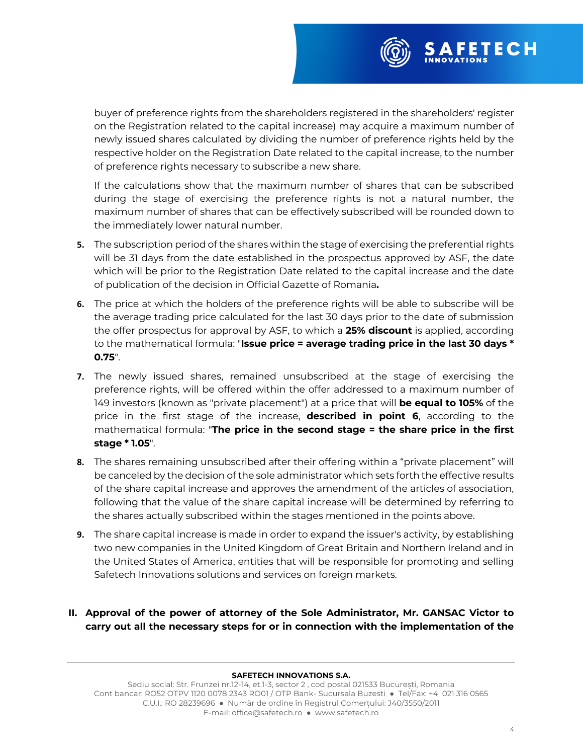buyer of preference rights from the shareholders registered in the shareholders' register on the Registration related to the capital increase) may acquire a maximum number of newly issued shares calculated by dividing the number of preference rights held by the respective holder on the Registration Date related to the capital increase, to the number of preference rights necessary to subscribe a new share.

If the calculations show that the maximum number of shares that can be subscribed during the stage of exercising the preference rights is not a natural number, the maximum number of shares that can be effectively subscribed will be rounded down to the immediately lower natural number.

5. The subscription period of the shares within the stage of exercising the preferential rights will be 31 days from the date established in the prospectus approved by ASF, the date which will be prior to the Registration Date related to the capital increase and the date of publication of the decision in Official Gazette of Romania**.**

6. The price at which the holders of the preference rights will be able to subscribe will be the average trading price calculated for the last 30 days prior to the date of submission the offer prospectus for approval by ASF, to which a **25% discount** is applied, according to the mathematical formula: "**Issue price = average trading price in the last 30 days * 0.75**".

7. The newly issued shares, remained unsubscribed at the stage of exercising the preference rights, will be offered within the offer addressed to a maximum number of 149 investors (known as "private placement") at a price that will **be equal to 105%** of the price in the first stage of the increase, **described in point 6**, according to the mathematical formula: "**The price in the second stage = the share price in the first stage * 1.05**".

8. The shares remaining unsubscribed after their offering within a "private placement" will be canceled by the decision of the sole administrator which sets forth the effective results of the share capital increase and approves the amendment of the articles of association, following that the value of the share capital increase will be determined by referring to the shares actually subscribed within the stages mentioned in the points above.

9. The share capital increase is made in order to expand the issuer's activity, by establishing two new companies in the United Kingdom of Great Britain and Northern Ireland and in the United States of America, entities that will be responsible for promoting and selling Safetech Innovations solutions and services on foreign markets.

**II. Approval of the power of attorney of the Sole Administrator, Mr. GANSAC Victor to carry out all the necessary steps for or in connection with the implementation of the**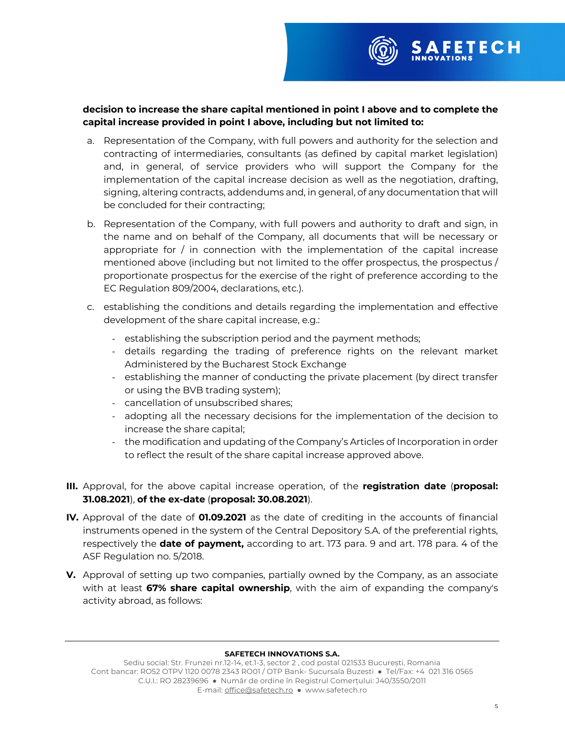**decision to increase the share capital mentioned in point I above and to complete the capital increase provided in point I above, including but not limited to:**

a. Representation of the Company, with full powers and authority for the selection and contracting of intermediaries, consultants (as defined by capital market legislation) and, in general, of service providers who will support the Company for the implementation of the capital increase decision as well as the negotiation, drafting, signing, altering contracts, addendums and, in general, of any documentation that will be concluded for their contracting;

b. Representation of the Company, with full powers and authority to draft and sign, in the name and on behalf of the Company, all documents that will be necessary or appropriate for / in connection with the implementation of the capital increase mentioned above (including but not limited to the offer prospectus, the prospectus / proportionate prospectus for the exercise of the right of preference according to the EC Regulation 809/2004, declarations, etc.).

c. establishing the conditions and details regarding the implementation and effective development of the share capital increase, e.g.:

   - establishing the subscription period and the payment methods;
   - details regarding the trading of preference rights on the relevant market Administered by the Bucharest Stock Exchange
   - establishing the manner of conducting the private placement (by direct transfer or using the BVB trading system);
   - cancellation of unsubscribed shares;
   - adopting all the necessary decisions for the implementation of the decision to increase the share capital;
   - the modification and updating of the Company's Articles of Incorporation in order to reflect the result of the share capital increase approved above.

**III.** Approval, for the above capital increase operation, of the **registration date** (**proposal: 31.08.2021**), **of the ex-date** (**proposal: 30.08.2021**).

**IV.** Approval of the date of **01.09.2021** as the date of crediting in the accounts of financial instruments opened in the system of the Central Depository S.A. of the preferential rights, respectively the **date of payment,** according to art. 173 para. 9 and art. 178 para. 4 of the ASF Regulation no. 5/2018.

**V.** Approval of setting up two companies, partially owned by the Company, as an associate with at least **67% share capital ownership**, with the aim of expanding the company's activity abroad, as follows: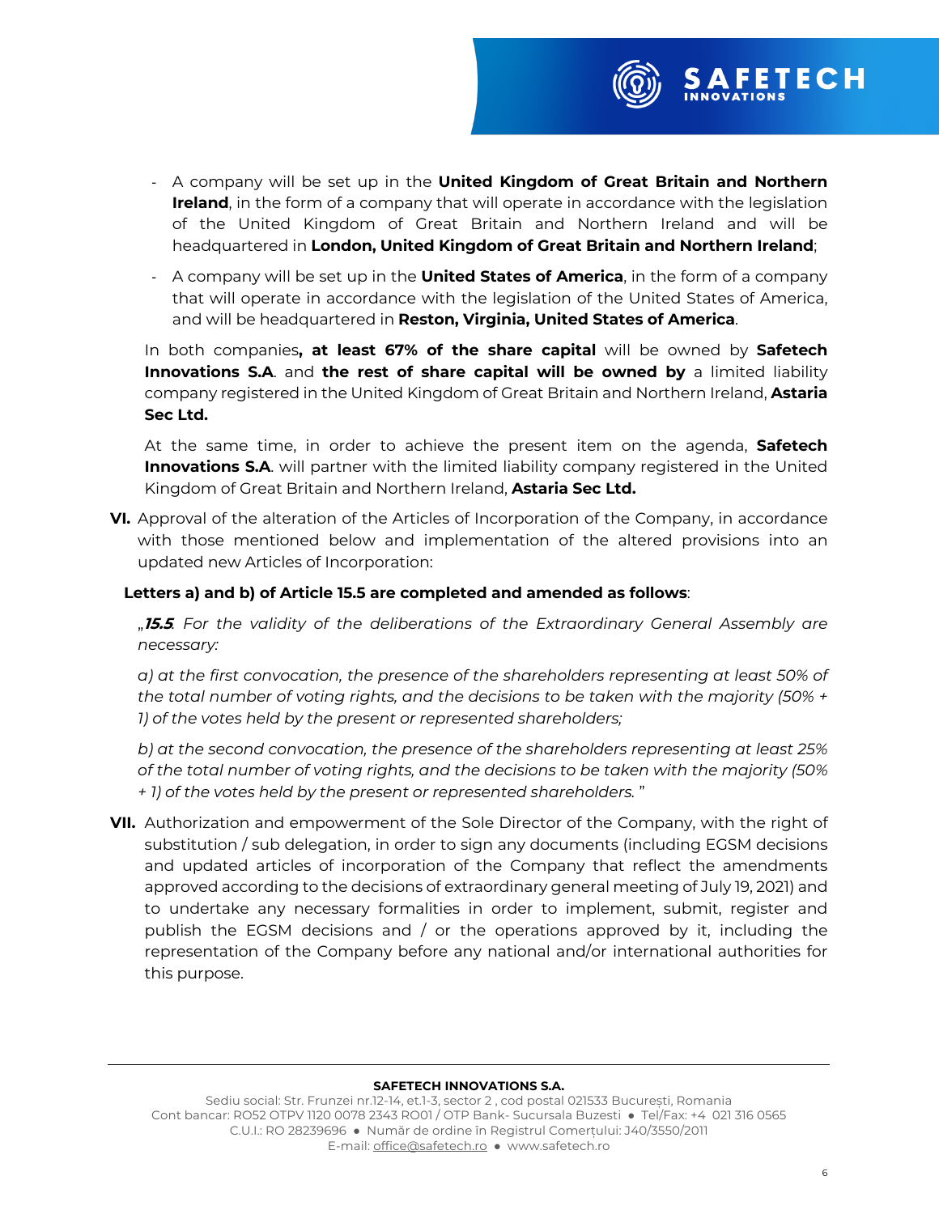- A company will be set up in the **United Kingdom of Great Britain and Northern Ireland**, in the form of a company that will operate in accordance with the legislation of the United Kingdom of Great Britain and Northern Ireland and will be headquartered in **London, United Kingdom of Great Britain and Northern Ireland**;
- A company will be set up in the **United States of America**, in the form of a company that will operate in accordance with the legislation of the United States of America, and will be headquartered in **Reston, Virginia, United States of America**.

In both companies**, at least 67% of the share capital** will be owned by **Safetech Innovations S.A**. and **the rest of share capital will be owned by** a limited liability company registered in the United Kingdom of Great Britain and Northern Ireland, **Astaria Sec Ltd.**

At the same time, in order to achieve the present item on the agenda, **Safetech Innovations S.A**. will partner with the limited liability company registered in the United Kingdom of Great Britain and Northern Ireland, **Astaria Sec Ltd.**

**VI.** Approval of the alteration of the Articles of Incorporation of the Company, in accordance with those mentioned below and implementation of the altered provisions into an updated new Articles of Incorporation:

**Letters a) and b) of Article 15.5 are completed and amended as follows**:

*„**15.5**. For the validity of the deliberations of the Extraordinary General Assembly are necessary:*

*a) at the first convocation, the presence of the shareholders representing at least 50% of the total number of voting rights, and the decisions to be taken with the majority (50% + 1) of the votes held by the present or represented shareholders;*

*b) at the second convocation, the presence of the shareholders representing at least 25% of the total number of voting rights, and the decisions to be taken with the majority (50% + 1) of the votes held by the present or represented shareholders. "*

**VII.** Authorization and empowerment of the Sole Director of the Company, with the right of substitution / sub delegation, in order to sign any documents (including EGSM decisions and updated articles of incorporation of the Company that reflect the amendments approved according to the decisions of extraordinary general meeting of July 19, 2021) and to undertake any necessary formalities in order to implement, submit, register and publish the EGSM decisions and / or the operations approved by it, including the representation of the Company before any national and/or international authorities for this purpose.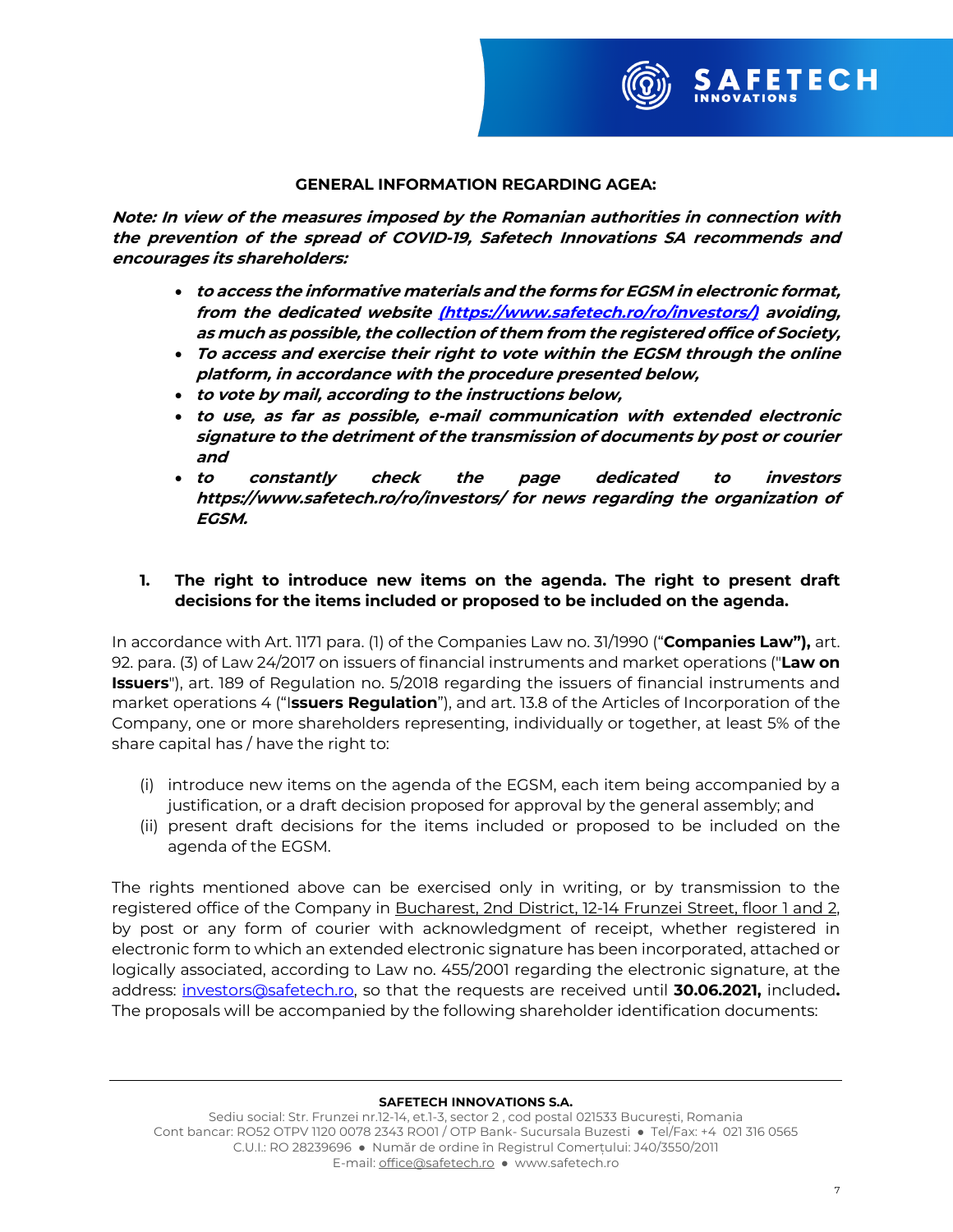**GENERAL INFORMATION REGARDING AGEA:**

***Note: In view of the measures imposed by the Romanian authorities in connection with the prevention of the spread of COVID-19, Safetech Innovations SA recommends and encourages its shareholders:***

- ***to access the informative materials and the forms for EGSM in electronic format, from the dedicated website [(https://www.safetech.ro/ro/investors/)](https://www.safetech.ro/ro/investors/) avoiding, as much as possible, the collection of them from the registered office of Society,***
- ***To access and exercise their right to vote within the EGSM through the online platform, in accordance with the procedure presented below,***
- ***to vote by mail, according to the instructions below,***
- ***to use, as far as possible, e-mail communication with extended electronic signature to the detriment of the transmission of documents by post or courier and***
- ***to constantly check the page dedicated to investors https://www.safetech.ro/ro/investors/ for news regarding the organization of EGSM.***

**1. The right to introduce new items on the agenda. The right to present draft decisions for the items included or proposed to be included on the agenda.**

In accordance with Art. 1171 para. (1) of the Companies Law no. 31/1990 ("**Companies Law"),** art. 92. para. (3) of Law 24/2017 on issuers of financial instruments and market operations ("**Law on Issuers**"), art. 189 of Regulation no. 5/2018 regarding the issuers of financial instruments and market operations 4 ("I**ssuers Regulation**"), and art. 13.8 of the Articles of Incorporation of the Company, one or more shareholders representing, individually or together, at least 5% of the share capital has / have the right to:

(i) introduce new items on the agenda of the EGSM, each item being accompanied by a justification, or a draft decision proposed for approval by the general assembly; and
(ii) present draft decisions for the items included or proposed to be included on the agenda of the EGSM.

The rights mentioned above can be exercised only in writing, or by transmission to the registered office of the Company in Bucharest, 2nd District, 12-14 Frunzei Street, floor 1 and 2, by post or any form of courier with acknowledgment of receipt, whether registered in electronic form to which an extended electronic signature has been incorporated, attached or logically associated, according to Law no. 455/2001 regarding the electronic signature, at the address: [investors@safetech.ro](mailto:investors@safetech.ro), so that the requests are received until **30.06.2021,** included**.** The proposals will be accompanied by the following shareholder identification documents: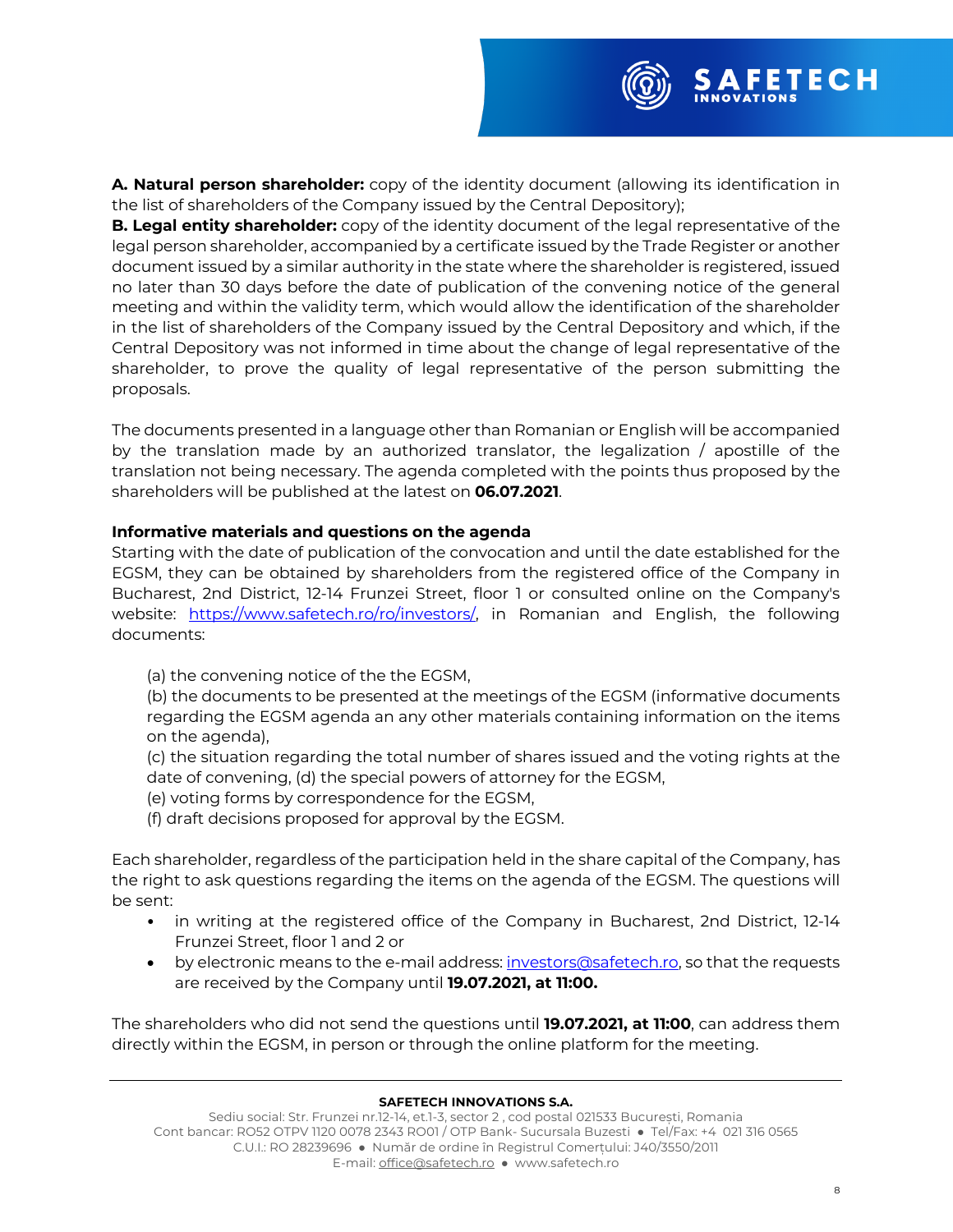**A. Natural person shareholder:** copy of the identity document (allowing its identification in the list of shareholders of the Company issued by the Central Depository);

**B. Legal entity shareholder:** copy of the identity document of the legal representative of the legal person shareholder, accompanied by a certificate issued by the Trade Register or another document issued by a similar authority in the state where the shareholder is registered, issued no later than 30 days before the date of publication of the convening notice of the general meeting and within the validity term, which would allow the identification of the shareholder in the list of shareholders of the Company issued by the Central Depository and which, if the Central Depository was not informed in time about the change of legal representative of the shareholder, to prove the quality of legal representative of the person submitting the proposals.

The documents presented in a language other than Romanian or English will be accompanied by the translation made by an authorized translator, the legalization / apostille of the translation not being necessary. The agenda completed with the points thus proposed by the shareholders will be published at the latest on **06.07.2021**.

**Informative materials and questions on the agenda**

Starting with the date of publication of the convocation and until the date established for the EGSM, they can be obtained by shareholders from the registered office of the Company in Bucharest, 2nd District, 12-14 Frunzei Street, floor 1 or consulted online on the Company's website: https://www.safetech.ro/ro/investors/, in Romanian and English, the following documents:

(a) the convening notice of the the EGSM,
(b) the documents to be presented at the meetings of the EGSM (informative documents regarding the EGSM agenda an any other materials containing information on the items on the agenda),
(c) the situation regarding the total number of shares issued and the voting rights at the date of convening, (d) the special powers of attorney for the EGSM,
(e) voting forms by correspondence for the EGSM,
(f) draft decisions proposed for approval by the EGSM.

Each shareholder, regardless of the participation held in the share capital of the Company, has the right to ask questions regarding the items on the agenda of the EGSM. The questions will be sent:

- in writing at the registered office of the Company in Bucharest, 2nd District, 12-14 Frunzei Street, floor 1 and 2 or
- by electronic means to the e-mail address: investors@safetech.ro, so that the requests are received by the Company until **19.07.2021, at 11:00.**

The shareholders who did not send the questions until **19.07.2021, at 11:00**, can address them directly within the EGSM, in person or through the online platform for the meeting.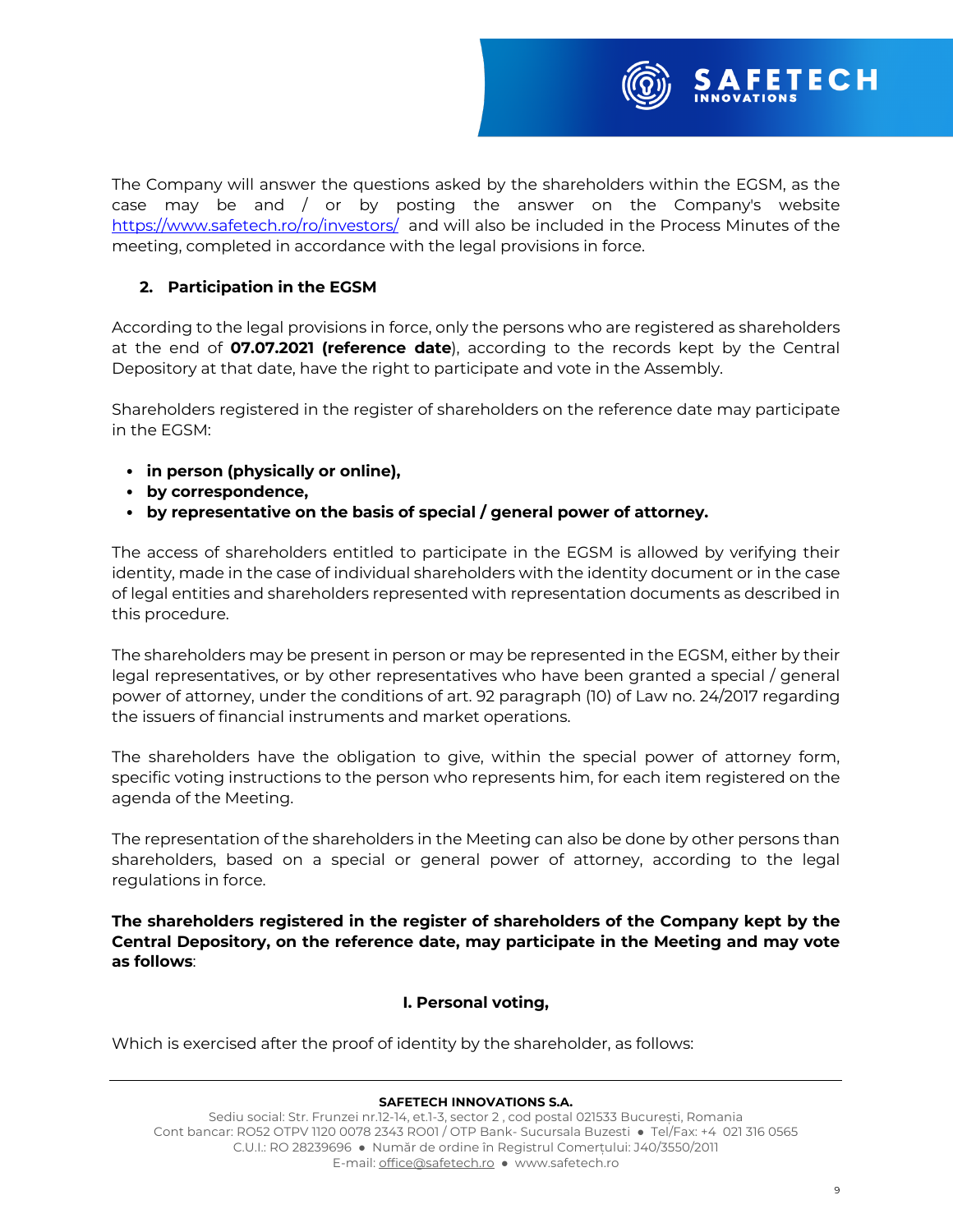The Company will answer the questions asked by the shareholders within the EGSM, as the case may be and / or by posting the answer on the Company's website https://www.safetech.ro/ro/investors/ and will also be included in the Process Minutes of the meeting, completed in accordance with the legal provisions in force.

## 2. Participation in the EGSM

According to the legal provisions in force, only the persons who are registered as shareholders at the end of **07.07.2021 (reference date**), according to the records kept by the Central Depository at that date, have the right to participate and vote in the Assembly.

Shareholders registered in the register of shareholders on the reference date may participate in the EGSM:

- **in person (physically or online),**
- **by correspondence,**
- **by representative on the basis of special / general power of attorney.**

The access of shareholders entitled to participate in the EGSM is allowed by verifying their identity, made in the case of individual shareholders with the identity document or in the case of legal entities and shareholders represented with representation documents as described in this procedure.

The shareholders may be present in person or may be represented in the EGSM, either by their legal representatives, or by other representatives who have been granted a special / general power of attorney, under the conditions of art. 92 paragraph (10) of Law no. 24/2017 regarding the issuers of financial instruments and market operations.

The shareholders have the obligation to give, within the special power of attorney form, specific voting instructions to the person who represents him, for each item registered on the agenda of the Meeting.

The representation of the shareholders in the Meeting can also be done by other persons than shareholders, based on a special or general power of attorney, according to the legal regulations in force.

**The shareholders registered in the register of shareholders of the Company kept by the Central Depository, on the reference date, may participate in the Meeting and may vote as follows**:

### I. Personal voting,

Which is exercised after the proof of identity by the shareholder, as follows: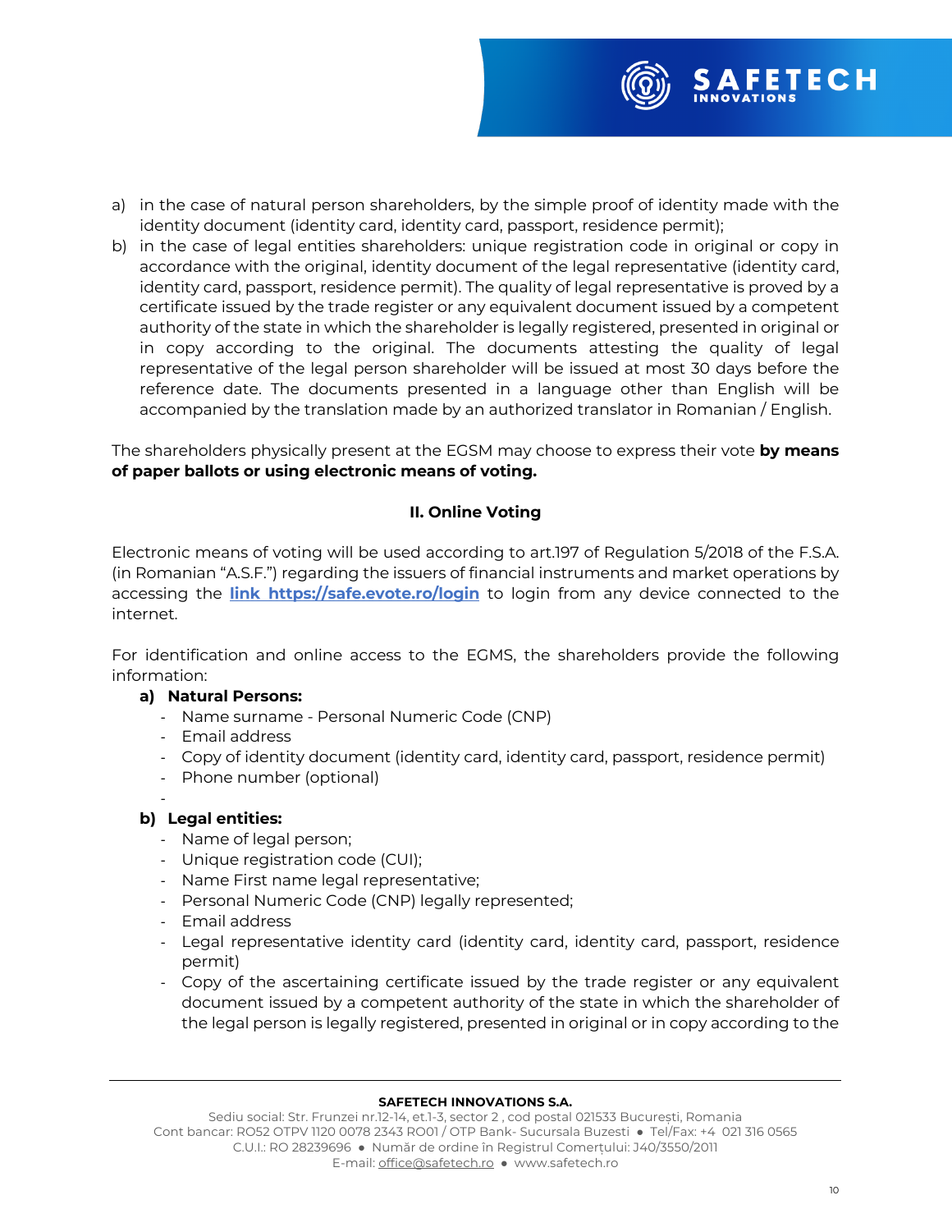a) in the case of natural person shareholders, by the simple proof of identity made with the identity document (identity card, identity card, passport, residence permit);
b) in the case of legal entities shareholders: unique registration code in original or copy in accordance with the original, identity document of the legal representative (identity card, identity card, passport, residence permit). The quality of legal representative is proved by a certificate issued by the trade register or any equivalent document issued by a competent authority of the state in which the shareholder is legally registered, presented in original or in copy according to the original. The documents attesting the quality of legal representative of the legal person shareholder will be issued at most 30 days before the reference date. The documents presented in a language other than English will be accompanied by the translation made by an authorized translator in Romanian / English.

The shareholders physically present at the EGSM may choose to express their vote **by means of paper ballots or using electronic means of voting.**

**II. Online Voting**

Electronic means of voting will be used according to art.197 of Regulation 5/2018 of the F.S.A. (in Romanian "A.S.F.") regarding the issuers of financial instruments and market operations by accessing the **link https://safe.evote.ro/login** to login from any device connected to the internet.

For identification and online access to the EGMS, the shareholders provide the following information:

**a) Natural Persons:**
- Name surname - Personal Numeric Code (CNP)
- Email address
- Copy of identity document (identity card, identity card, passport, residence permit)
- Phone number (optional)
-

**b) Legal entities:**
- Name of legal person;
- Unique registration code (CUI);
- Name First name legal representative;
- Personal Numeric Code (CNP) legally represented;
- Email address
- Legal representative identity card (identity card, identity card, passport, residence permit)
- Copy of the ascertaining certificate issued by the trade register or any equivalent document issued by a competent authority of the state in which the shareholder of the legal person is legally registered, presented in original or in copy according to the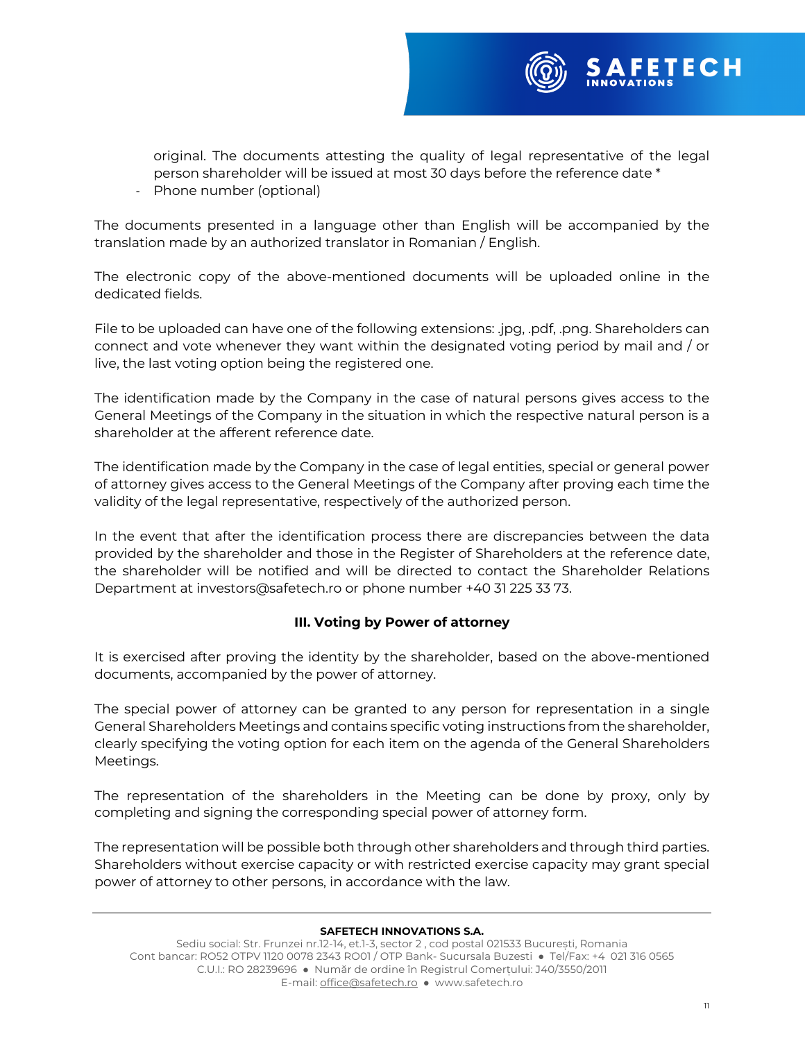original. The documents attesting the quality of legal representative of the legal person shareholder will be issued at most 30 days before the reference date *
- Phone number (optional)

The documents presented in a language other than English will be accompanied by the translation made by an authorized translator in Romanian / English.

The electronic copy of the above-mentioned documents will be uploaded online in the dedicated fields.

File to be uploaded can have one of the following extensions: .jpg, .pdf, .png. Shareholders can connect and vote whenever they want within the designated voting period by mail and / or live, the last voting option being the registered one.

The identification made by the Company in the case of natural persons gives access to the General Meetings of the Company in the situation in which the respective natural person is a shareholder at the afferent reference date.

The identification made by the Company in the case of legal entities, special or general power of attorney gives access to the General Meetings of the Company after proving each time the validity of the legal representative, respectively of the authorized person.

In the event that after the identification process there are discrepancies between the data provided by the shareholder and those in the Register of Shareholders at the reference date, the shareholder will be notified and will be directed to contact the Shareholder Relations Department at investors@safetech.ro or phone number +40 31 225 33 73.

### III. Voting by Power of attorney

It is exercised after proving the identity by the shareholder, based on the above-mentioned documents, accompanied by the power of attorney.

The special power of attorney can be granted to any person for representation in a single General Shareholders Meetings and contains specific voting instructions from the shareholder, clearly specifying the voting option for each item on the agenda of the General Shareholders Meetings.

The representation of the shareholders in the Meeting can be done by proxy, only by completing and signing the corresponding special power of attorney form.

The representation will be possible both through other shareholders and through third parties. Shareholders without exercise capacity or with restricted exercise capacity may grant special power of attorney to other persons, in accordance with the law.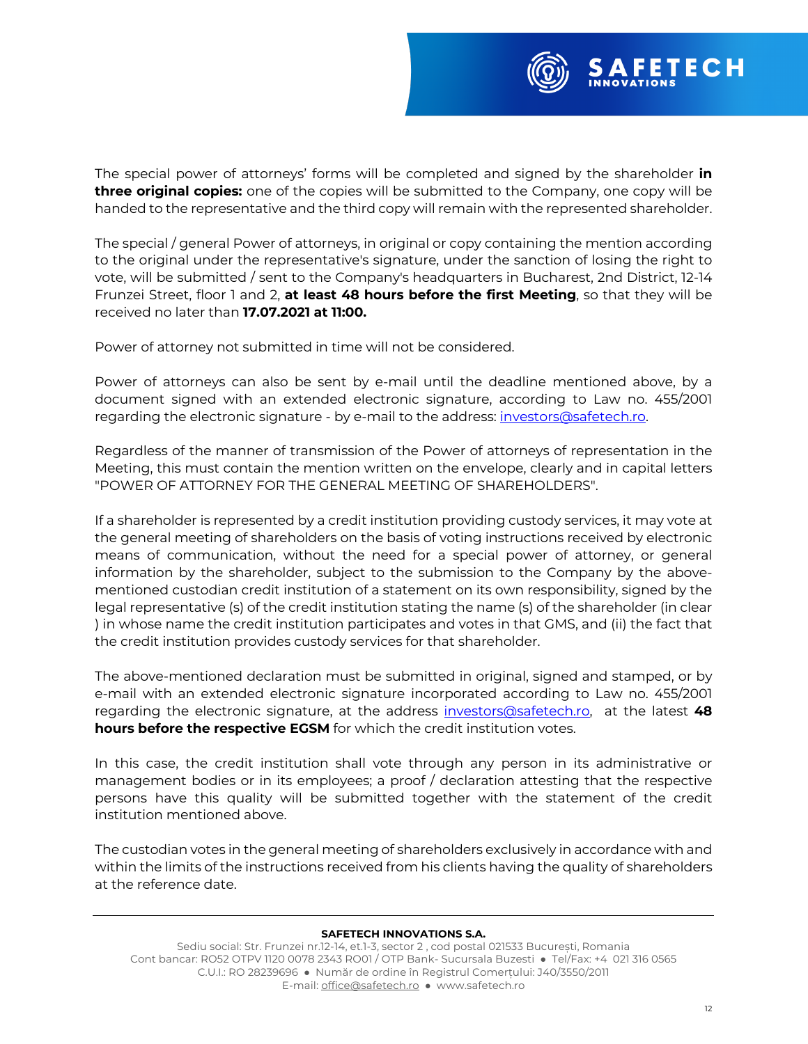The special power of attorneys' forms will be completed and signed by the shareholder **in three original copies:** one of the copies will be submitted to the Company, one copy will be handed to the representative and the third copy will remain with the represented shareholder.

The special / general Power of attorneys, in original or copy containing the mention according to the original under the representative's signature, under the sanction of losing the right to vote, will be submitted / sent to the Company's headquarters in Bucharest, 2nd District, 12-14 Frunzei Street, floor 1 and 2, **at least 48 hours before the first Meeting**, so that they will be received no later than **17.07.2021 at 11:00.**

Power of attorney not submitted in time will not be considered.

Power of attorneys can also be sent by e-mail until the deadline mentioned above, by a document signed with an extended electronic signature, according to Law no. 455/2001 regarding the electronic signature - by e-mail to the address: investors@safetech.ro.

Regardless of the manner of transmission of the Power of attorneys of representation in the Meeting, this must contain the mention written on the envelope, clearly and in capital letters "POWER OF ATTORNEY FOR THE GENERAL MEETING OF SHAREHOLDERS".

If a shareholder is represented by a credit institution providing custody services, it may vote at the general meeting of shareholders on the basis of voting instructions received by electronic means of communication, without the need for a special power of attorney, or general information by the shareholder, subject to the submission to the Company by the above-mentioned custodian credit institution of a statement on its own responsibility, signed by the legal representative (s) of the credit institution stating the name (s) of the shareholder (in clear ) in whose name the credit institution participates and votes in that GMS, and (ii) the fact that the credit institution provides custody services for that shareholder.

The above-mentioned declaration must be submitted in original, signed and stamped, or by e-mail with an extended electronic signature incorporated according to Law no. 455/2001 regarding the electronic signature, at the address investors@safetech.ro, at the latest **48 hours before the respective EGSM** for which the credit institution votes.

In this case, the credit institution shall vote through any person in its administrative or management bodies or in its employees; a proof / declaration attesting that the respective persons have this quality will be submitted together with the statement of the credit institution mentioned above.

The custodian votes in the general meeting of shareholders exclusively in accordance with and within the limits of the instructions received from his clients having the quality of shareholders at the reference date.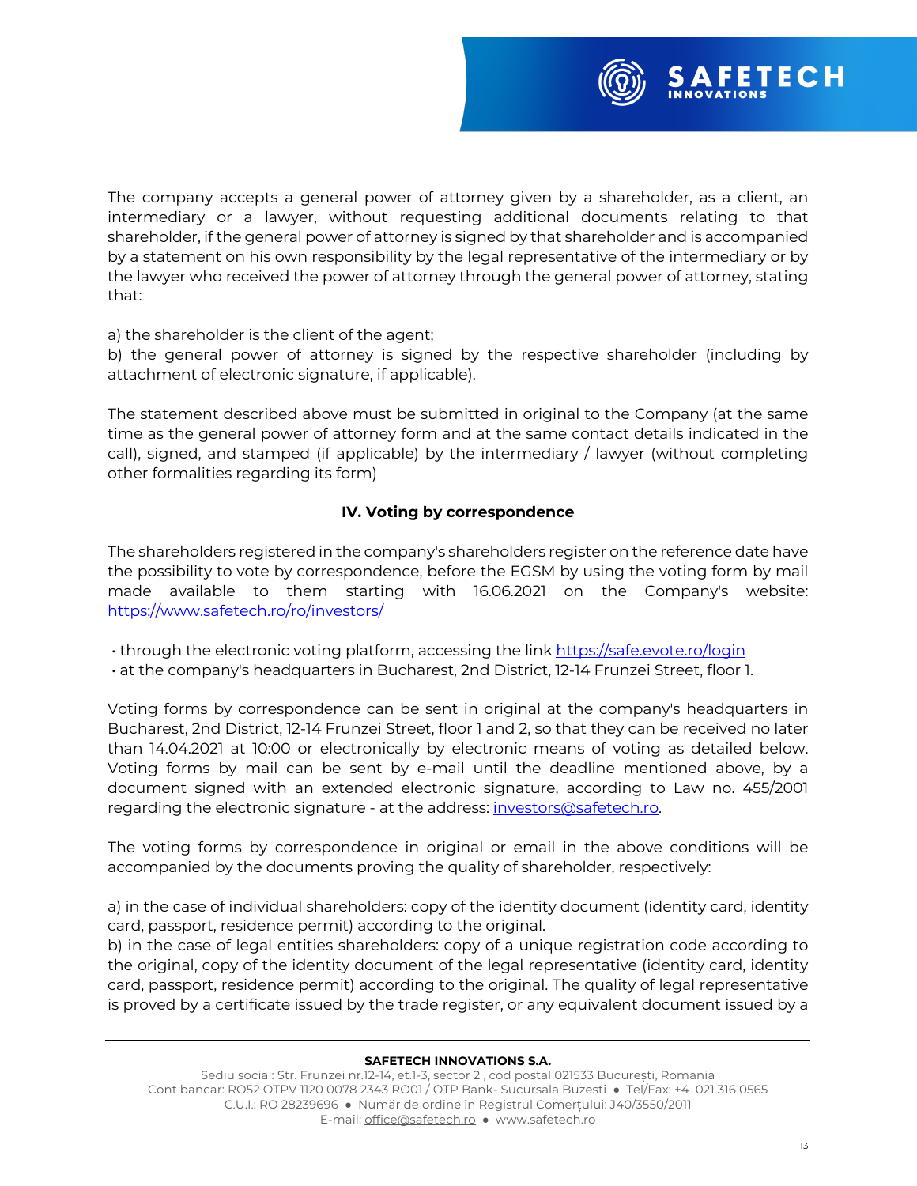The company accepts a general power of attorney given by a shareholder, as a client, an intermediary or a lawyer, without requesting additional documents relating to that shareholder, if the general power of attorney is signed by that shareholder and is accompanied by a statement on his own responsibility by the legal representative of the intermediary or by the lawyer who received the power of attorney through the general power of attorney, stating that:

a) the shareholder is the client of the agent;
b) the general power of attorney is signed by the respective shareholder (including by attachment of electronic signature, if applicable).

The statement described above must be submitted in original to the Company (at the same time as the general power of attorney form and at the same contact details indicated in the call), signed, and stamped (if applicable) by the intermediary / lawyer (without completing other formalities regarding its form)

## IV. Voting by correspondence

The shareholders registered in the company's shareholders register on the reference date have the possibility to vote by correspondence, before the EGSM by using the voting form by mail made available to them starting with 16.06.2021 on the Company's website: https://www.safetech.ro/ro/investors/

- through the electronic voting platform, accessing the link https://safe.evote.ro/login
- at the company's headquarters in Bucharest, 2nd District, 12-14 Frunzei Street, floor 1.

Voting forms by correspondence can be sent in original at the company's headquarters in Bucharest, 2nd District, 12-14 Frunzei Street, floor 1 and 2, so that they can be received no later than 14.04.2021 at 10:00 or electronically by electronic means of voting as detailed below. Voting forms by mail can be sent by e-mail until the deadline mentioned above, by a document signed with an extended electronic signature, according to Law no. 455/2001 regarding the electronic signature - at the address: investors@safetech.ro.

The voting forms by correspondence in original or email in the above conditions will be accompanied by the documents proving the quality of shareholder, respectively:

a) in the case of individual shareholders: copy of the identity document (identity card, identity card, passport, residence permit) according to the original.
b) in the case of legal entities shareholders: copy of a unique registration code according to the original, copy of the identity document of the legal representative (identity card, identity card, passport, residence permit) according to the original. The quality of legal representative is proved by a certificate issued by the trade register, or any equivalent document issued by a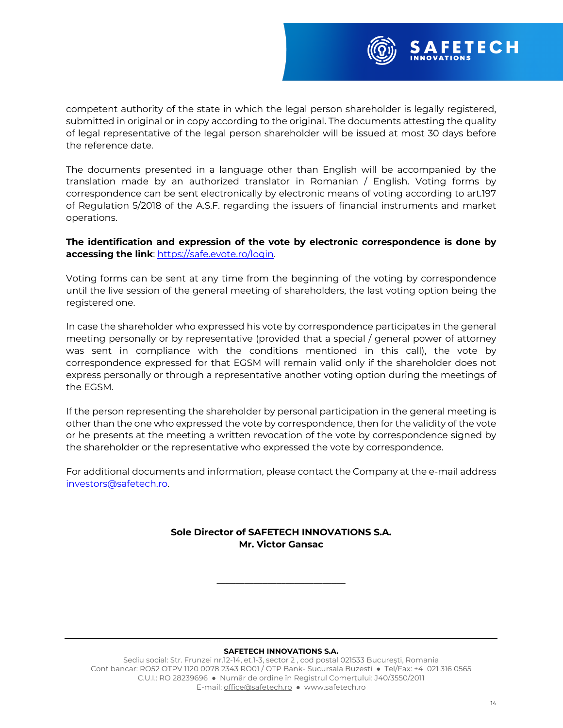competent authority of the state in which the legal person shareholder is legally registered, submitted in original or in copy according to the original. The documents attesting the quality of legal representative of the legal person shareholder will be issued at most 30 days before the reference date.

The documents presented in a language other than English will be accompanied by the translation made by an authorized translator in Romanian / English. Voting forms by correspondence can be sent electronically by electronic means of voting according to art.197 of Regulation 5/2018 of the A.S.F. regarding the issuers of financial instruments and market operations.

**The identification and expression of the vote by electronic correspondence is done by accessing the link**: https://safe.evote.ro/login.

Voting forms can be sent at any time from the beginning of the voting by correspondence until the live session of the general meeting of shareholders, the last voting option being the registered one.

In case the shareholder who expressed his vote by correspondence participates in the general meeting personally or by representative (provided that a special / general power of attorney was sent in compliance with the conditions mentioned in this call), the vote by correspondence expressed for that EGSM will remain valid only if the shareholder does not express personally or through a representative another voting option during the meetings of the EGSM.

If the person representing the shareholder by personal participation in the general meeting is other than the one who expressed the vote by correspondence, then for the validity of the vote or he presents at the meeting a written revocation of the vote by correspondence signed by the shareholder or the representative who expressed the vote by correspondence.

For additional documents and information, please contact the Company at the e-mail address investors@safetech.ro.

**Sole Director of SAFETECH INNOVATIONS S.A.**
**Mr. Victor Gansac**

\_\_\_\_\_\_\_\_\_\_\_\_\_\_\_\_\_\_\_\_\_\_\_\_\_\_\_\_\_\_